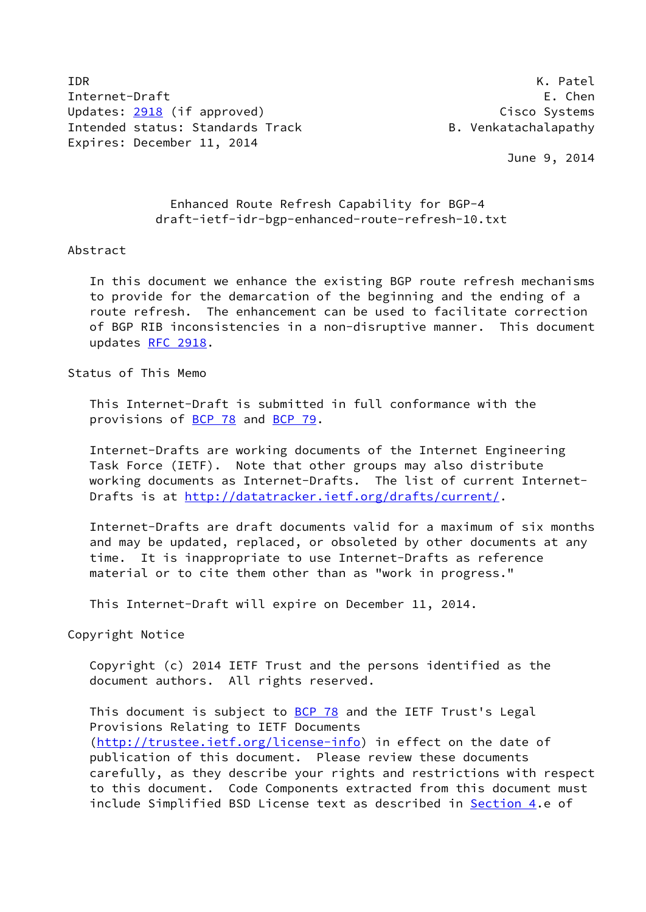IDR K. Patel
Internet-Draft E. Chen
Updates: 2918 (if approved) Cisco Systems
Intended status: Standards Track B. Venkatachalapathy
Expires: December 11, 2014
June 9, 2014

# Enhanced Route Refresh Capability for BGP-4
draft-ietf-idr-bgp-enhanced-route-refresh-10.txt

## Abstract

In this document we enhance the existing BGP route refresh mechanisms to provide for the demarcation of the beginning and the ending of a route refresh. The enhancement can be used to facilitate correction of BGP RIB inconsistencies in a non-disruptive manner. This document updates RFC 2918.

## Status of This Memo

This Internet-Draft is submitted in full conformance with the provisions of BCP 78 and BCP 79.

Internet-Drafts are working documents of the Internet Engineering Task Force (IETF). Note that other groups may also distribute working documents as Internet-Drafts. The list of current Internet-Drafts is at http://datatracker.ietf.org/drafts/current/.

Internet-Drafts are draft documents valid for a maximum of six months and may be updated, replaced, or obsoleted by other documents at any time. It is inappropriate to use Internet-Drafts as reference material or to cite them other than as "work in progress."

This Internet-Draft will expire on December 11, 2014.

## Copyright Notice

Copyright (c) 2014 IETF Trust and the persons identified as the document authors. All rights reserved.

This document is subject to BCP 78 and the IETF Trust's Legal Provisions Relating to IETF Documents (http://trustee.ietf.org/license-info) in effect on the date of publication of this document. Please review these documents carefully, as they describe your rights and restrictions with respect to this document. Code Components extracted from this document must include Simplified BSD License text as described in Section 4.e of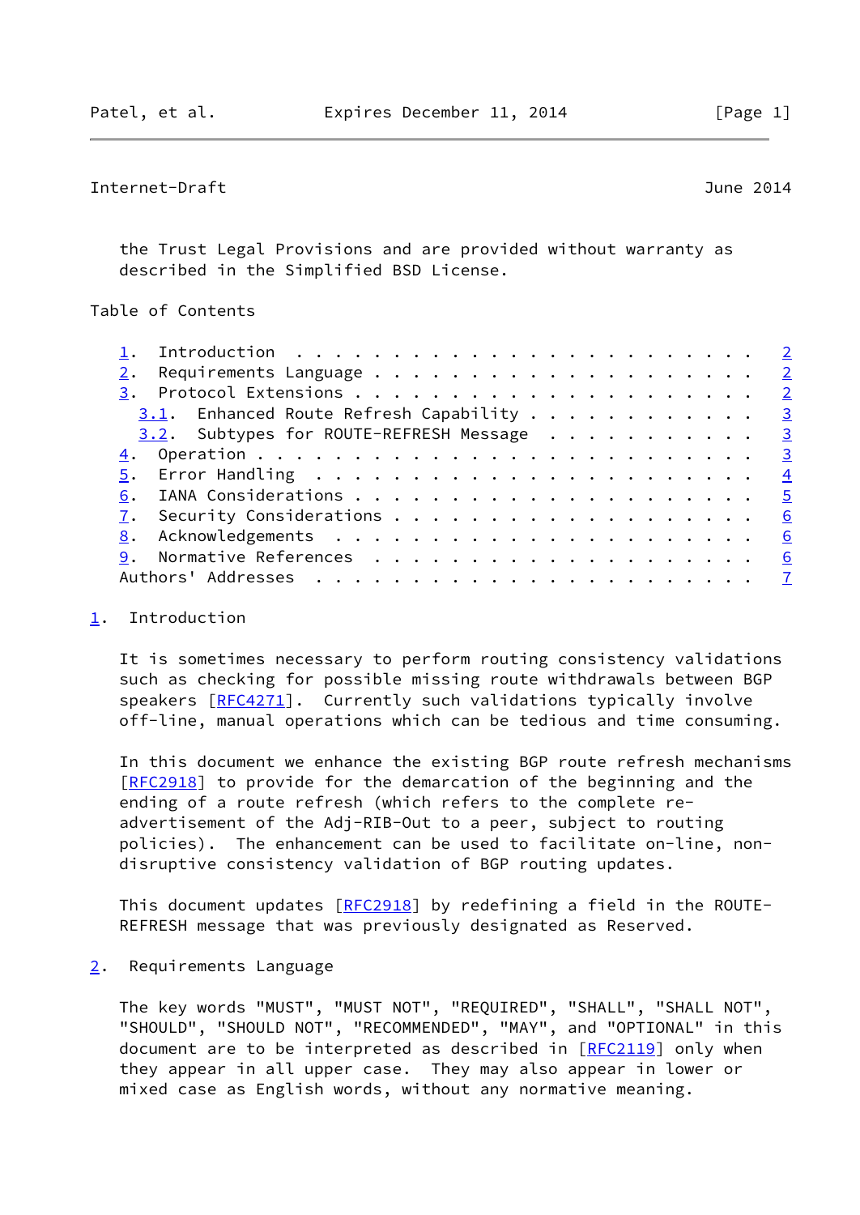the Trust Legal Provisions and are provided without warranty as described in the Simplified BSD License.

## Table of Contents

1. Introduction . . . . . . . . . . . . . . . . . . . . . . . . 2
2. Requirements Language . . . . . . . . . . . . . . . . . . . . 2
3. Protocol Extensions . . . . . . . . . . . . . . . . . . . . . 2
   3.1. Enhanced Route Refresh Capability . . . . . . . . . . . . 3
   3.2. Subtypes for ROUTE-REFRESH Message . . . . . . . . . . . 3
4. Operation . . . . . . . . . . . . . . . . . . . . . . . . . . 3
5. Error Handling . . . . . . . . . . . . . . . . . . . . . . . 4
6. IANA Considerations . . . . . . . . . . . . . . . . . . . . . 5
7. Security Considerations . . . . . . . . . . . . . . . . . . . 6
8. Acknowledgements . . . . . . . . . . . . . . . . . . . . . . 6
9. Normative References . . . . . . . . . . . . . . . . . . . . 6
Authors' Addresses . . . . . . . . . . . . . . . . . . . . . . . 7

## 1. Introduction

It is sometimes necessary to perform routing consistency validations such as checking for possible missing route withdrawals between BGP speakers [RFC4271]. Currently such validations typically involve off-line, manual operations which can be tedious and time consuming.

In this document we enhance the existing BGP route refresh mechanisms [RFC2918] to provide for the demarcation of the beginning and the ending of a route refresh (which refers to the complete re-advertisement of the Adj-RIB-Out to a peer, subject to routing policies). The enhancement can be used to facilitate on-line, non-disruptive consistency validation of BGP routing updates.

This document updates [RFC2918] by redefining a field in the ROUTE-REFRESH message that was previously designated as Reserved.

## 2. Requirements Language

The key words "MUST", "MUST NOT", "REQUIRED", "SHALL", "SHALL NOT", "SHOULD", "SHOULD NOT", "RECOMMENDED", "MAY", and "OPTIONAL" in this document are to be interpreted as described in [RFC2119] only when they appear in all upper case. They may also appear in lower or mixed case as English words, without any normative meaning.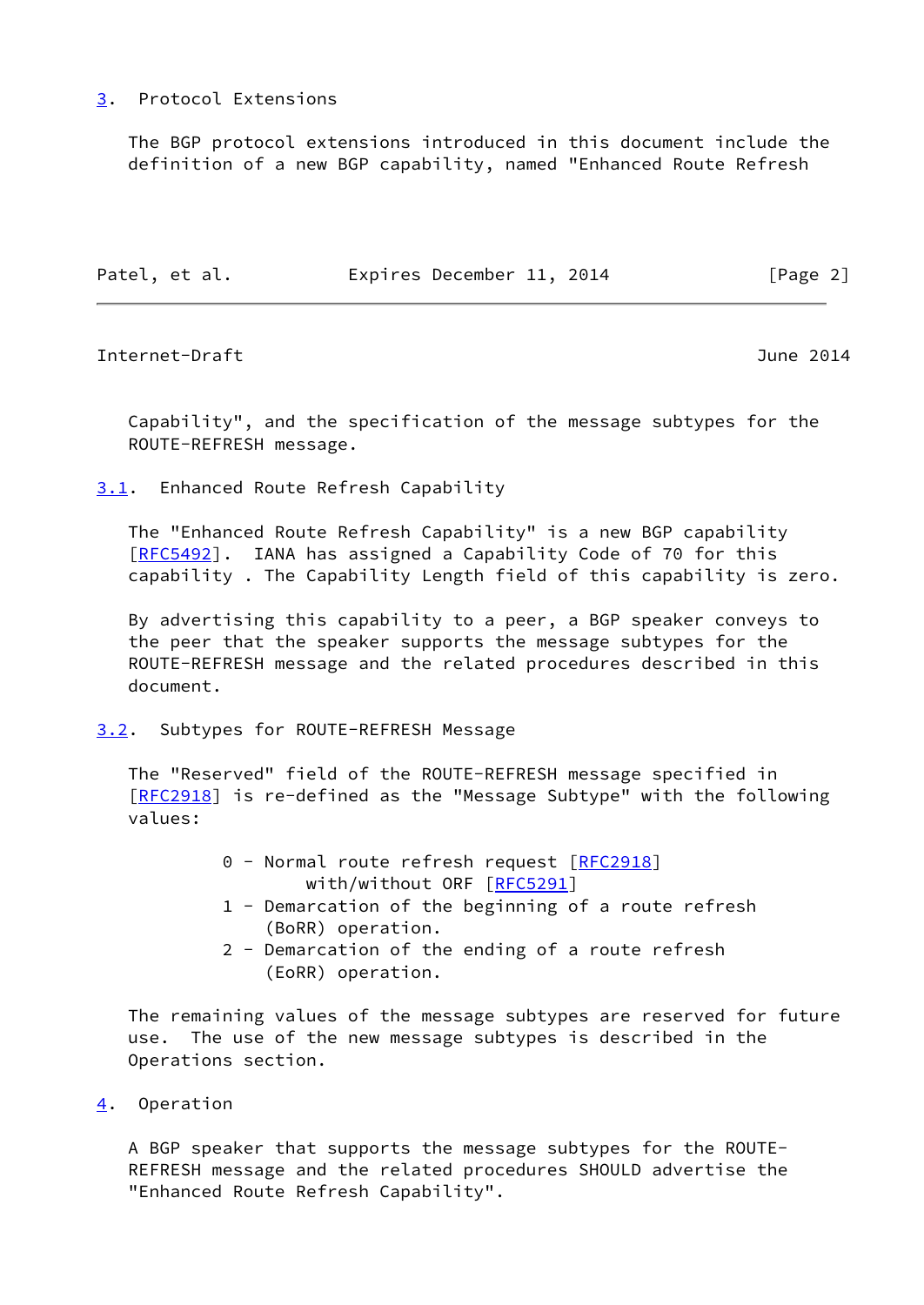## 3. Protocol Extensions

The BGP protocol extensions introduced in this document include the definition of a new BGP capability, named "Enhanced Route Refresh Capability", and the specification of the message subtypes for the ROUTE-REFRESH message.

### 3.1. Enhanced Route Refresh Capability

The "Enhanced Route Refresh Capability" is a new BGP capability [RFC5492]. IANA has assigned a Capability Code of 70 for this capability . The Capability Length field of this capability is zero.

By advertising this capability to a peer, a BGP speaker conveys to the peer that the speaker supports the message subtypes for the ROUTE-REFRESH message and the related procedures described in this document.

### 3.2. Subtypes for ROUTE-REFRESH Message

The "Reserved" field of the ROUTE-REFRESH message specified in [RFC2918] is re-defined as the "Message Subtype" with the following values:

- 0 - Normal route refresh request [RFC2918] with/without ORF [RFC5291]
- 1 - Demarcation of the beginning of a route refresh (BoRR) operation.
- 2 - Demarcation of the ending of a route refresh (EoRR) operation.

The remaining values of the message subtypes are reserved for future use. The use of the new message subtypes is described in the Operations section.

## 4. Operation

A BGP speaker that supports the message subtypes for the ROUTE-REFRESH message and the related procedures SHOULD advertise the "Enhanced Route Refresh Capability".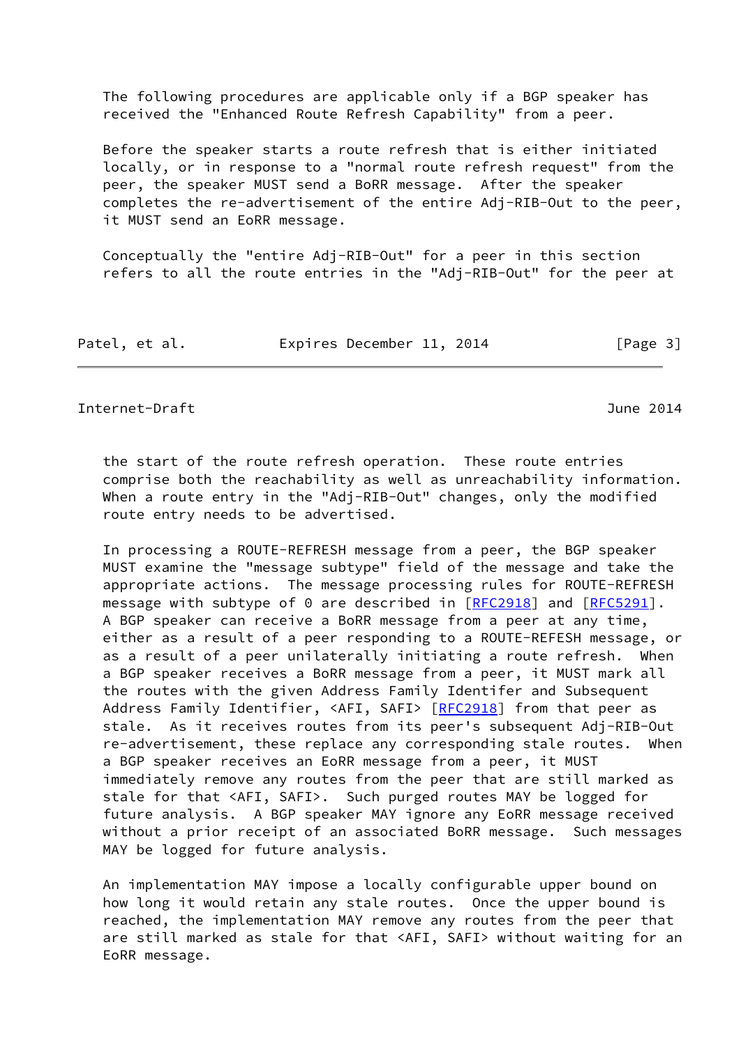The following procedures are applicable only if a BGP speaker has received the "Enhanced Route Refresh Capability" from a peer.

Before the speaker starts a route refresh that is either initiated locally, or in response to a "normal route refresh request" from the peer, the speaker MUST send a BoRR message. After the speaker completes the re-advertisement of the entire Adj-RIB-Out to the peer, it MUST send an EoRR message.

Conceptually the "entire Adj-RIB-Out" for a peer in this section refers to all the route entries in the "Adj-RIB-Out" for the peer at the start of the route refresh operation. These route entries comprise both the reachability as well as unreachability information. When a route entry in the "Adj-RIB-Out" changes, only the modified route entry needs to be advertised.

In processing a ROUTE-REFRESH message from a peer, the BGP speaker MUST examine the "message subtype" field of the message and take the appropriate actions. The message processing rules for ROUTE-REFRESH message with subtype of 0 are described in [RFC2918] and [RFC5291]. A BGP speaker can receive a BoRR message from a peer at any time, either as a result of a peer responding to a ROUTE-REFESH message, or as a result of a peer unilaterally initiating a route refresh. When a BGP speaker receives a BoRR message from a peer, it MUST mark all the routes with the given Address Family Identifer and Subsequent Address Family Identifier, <AFI, SAFI> [RFC2918] from that peer as stale. As it receives routes from its peer's subsequent Adj-RIB-Out re-advertisement, these replace any corresponding stale routes. When a BGP speaker receives an EoRR message from a peer, it MUST immediately remove any routes from the peer that are still marked as stale for that <AFI, SAFI>. Such purged routes MAY be logged for future analysis. A BGP speaker MAY ignore any EoRR message received without a prior receipt of an associated BoRR message. Such messages MAY be logged for future analysis.

An implementation MAY impose a locally configurable upper bound on how long it would retain any stale routes. Once the upper bound is reached, the implementation MAY remove any routes from the peer that are still marked as stale for that <AFI, SAFI> without waiting for an EoRR message.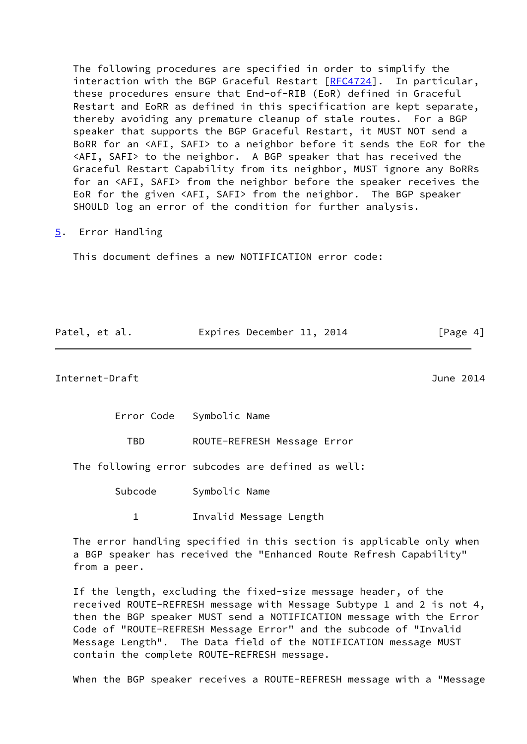The following procedures are specified in order to simplify the interaction with the BGP Graceful Restart [RFC4724]. In particular, these procedures ensure that End-of-RIB (EoR) defined in Graceful Restart and EoRR as defined in this specification are kept separate, thereby avoiding any premature cleanup of stale routes. For a BGP speaker that supports the BGP Graceful Restart, it MUST NOT send a BoRR for an <AFI, SAFI> to a neighbor before it sends the EoR for the <AFI, SAFI> to the neighbor. A BGP speaker that has received the Graceful Restart Capability from its neighbor, MUST ignore any BoRRs for an <AFI, SAFI> from the neighbor before the speaker receives the EoR for the given <AFI, SAFI> from the neighbor. The BGP speaker SHOULD log an error of the condition for further analysis.

## 5. Error Handling

This document defines a new NOTIFICATION error code:

| Error Code | Symbolic Name |
|---|---|
| TBD | ROUTE-REFRESH Message Error |

The following error subcodes are defined as well:

| Subcode | Symbolic Name |
|---|---|
| 1 | Invalid Message Length |

The error handling specified in this section is applicable only when a BGP speaker has received the "Enhanced Route Refresh Capability" from a peer.

If the length, excluding the fixed-size message header, of the received ROUTE-REFRESH message with Message Subtype 1 and 2 is not 4, then the BGP speaker MUST send a NOTIFICATION message with the Error Code of "ROUTE-REFRESH Message Error" and the subcode of "Invalid Message Length". The Data field of the NOTIFICATION message MUST contain the complete ROUTE-REFRESH message.

When the BGP speaker receives a ROUTE-REFRESH message with a "Message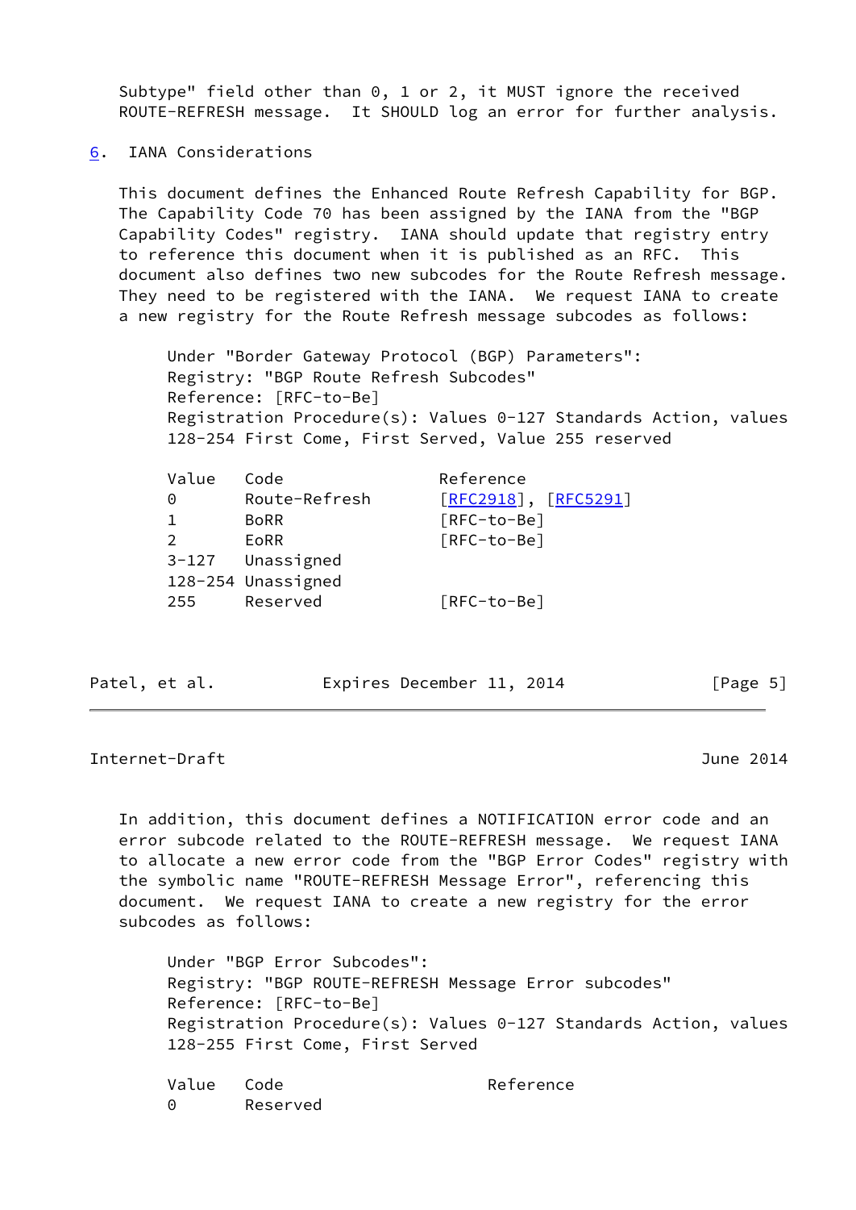Subtype" field other than 0, 1 or 2, it MUST ignore the received ROUTE-REFRESH message. It SHOULD log an error for further analysis.

## 6. IANA Considerations

This document defines the Enhanced Route Refresh Capability for BGP. The Capability Code 70 has been assigned by the IANA from the "BGP Capability Codes" registry. IANA should update that registry entry to reference this document when it is published as an RFC. This document also defines two new subcodes for the Route Refresh message. They need to be registered with the IANA. We request IANA to create a new registry for the Route Refresh message subcodes as follows:

Under "Border Gateway Protocol (BGP) Parameters":
Registry: "BGP Route Refresh Subcodes"
Reference: [RFC-to-Be]
Registration Procedure(s): Values 0-127 Standards Action, values 128-254 First Come, First Served, Value 255 reserved

| Value | Code | Reference |
|---|---|---|
| 0 | Route-Refresh | [RFC2918], [RFC5291] |
| 1 | BoRR | [RFC-to-Be] |
| 2 | EoRR | [RFC-to-Be] |
| 3-127 | Unassigned | |
| 128-254 | Unassigned | |
| 255 | Reserved | [RFC-to-Be] |

In addition, this document defines a NOTIFICATION error code and an error subcode related to the ROUTE-REFRESH message. We request IANA to allocate a new error code from the "BGP Error Codes" registry with the symbolic name "ROUTE-REFRESH Message Error", referencing this document. We request IANA to create a new registry for the error subcodes as follows:

Under "BGP Error Subcodes":
Registry: "BGP ROUTE-REFRESH Message Error subcodes"
Reference: [RFC-to-Be]
Registration Procedure(s): Values 0-127 Standards Action, values 128-255 First Come, First Served

| Value | Code | Reference |
|---|---|---|
| 0 | Reserved | |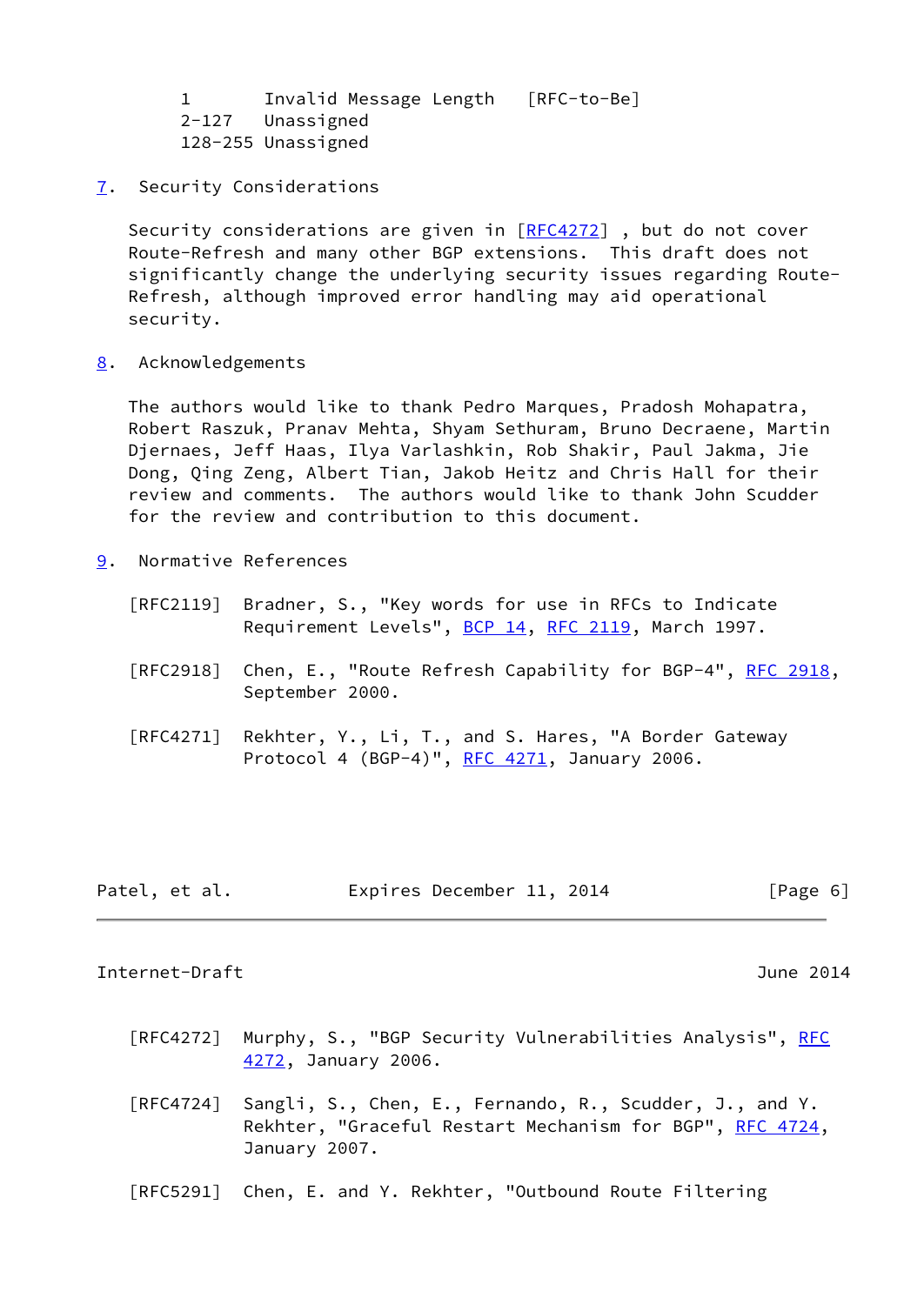```
        1       Invalid Message Length   [RFC-to-Be]
        2-127   Unassigned
        128-255 Unassigned
```

## 7. Security Considerations

Security considerations are given in [RFC4272] , but do not cover Route-Refresh and many other BGP extensions. This draft does not significantly change the underlying security issues regarding Route-Refresh, although improved error handling may aid operational security.

## 8. Acknowledgements

The authors would like to thank Pedro Marques, Pradosh Mohapatra, Robert Raszuk, Pranav Mehta, Shyam Sethuram, Bruno Decraene, Martin Djernaes, Jeff Haas, Ilya Varlashkin, Rob Shakir, Paul Jakma, Jie Dong, Qing Zeng, Albert Tian, Jakob Heitz and Chris Hall for their review and comments. The authors would like to thank John Scudder for the review and contribution to this document.

## 9. Normative References

[RFC2119] Bradner, S., "Key words for use in RFCs to Indicate Requirement Levels", BCP 14, RFC 2119, March 1997.

[RFC2918] Chen, E., "Route Refresh Capability for BGP-4", RFC 2918, September 2000.

[RFC4271] Rekhter, Y., Li, T., and S. Hares, "A Border Gateway Protocol 4 (BGP-4)", RFC 4271, January 2006.

[RFC4272] Murphy, S., "BGP Security Vulnerabilities Analysis", RFC 4272, January 2006.

[RFC4724] Sangli, S., Chen, E., Fernando, R., Scudder, J., and Y. Rekhter, "Graceful Restart Mechanism for BGP", RFC 4724, January 2007.

[RFC5291] Chen, E. and Y. Rekhter, "Outbound Route Filtering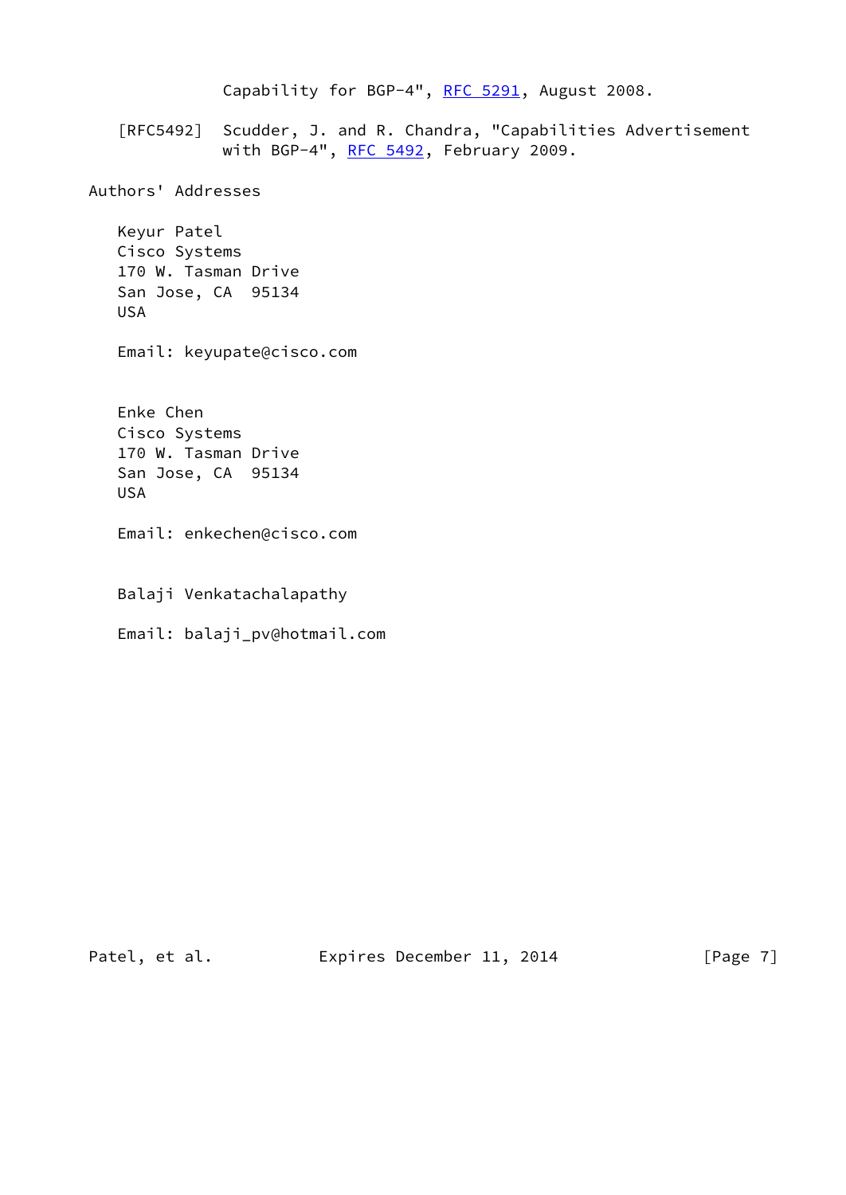Capability for BGP-4", RFC 5291, August 2008.

[RFC5492] Scudder, J. and R. Chandra, "Capabilities Advertisement with BGP-4", RFC 5492, February 2009.

## Authors' Addresses

Keyur Patel
Cisco Systems
170 W. Tasman Drive
San Jose, CA 95134
USA

Email: keyupate@cisco.com

Enke Chen
Cisco Systems
170 W. Tasman Drive
San Jose, CA 95134
USA

Email: enkechen@cisco.com

Balaji Venkatachalapathy

Email: balaji_pv@hotmail.com